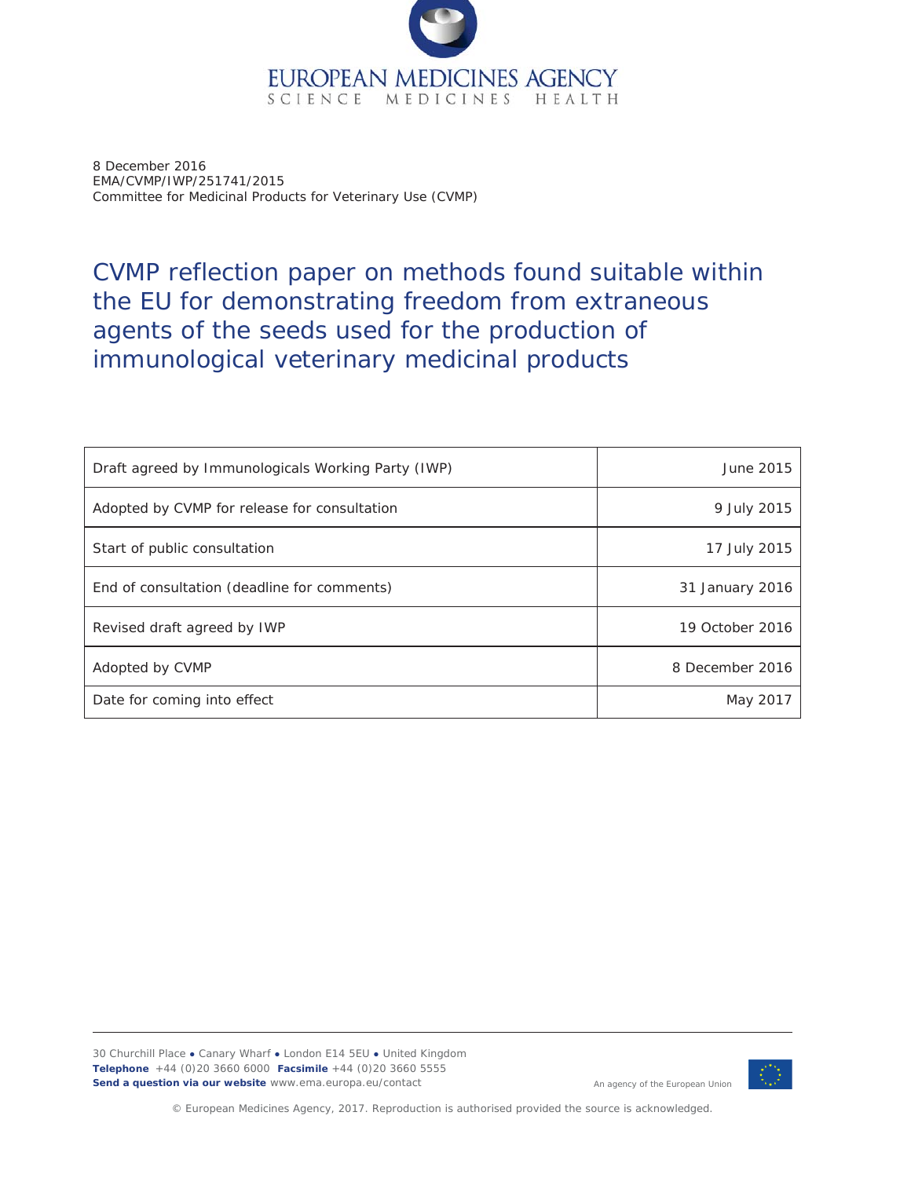8 December 2016
EMA/CVMP/IWP/251741/2015
Committee for Medicinal Products for Veterinary Use (CVMP)

# CVMP reflection paper on methods found suitable within the EU for demonstrating freedom from extraneous agents of the seeds used for the production of immunological veterinary medicinal products

| | |
|---|---|
| Draft agreed by Immunologicals Working Party (IWP) | June 2015 |
| Adopted by CVMP for release for consultation | 9 July 2015 |
| Start of public consultation | 17 July 2015 |
| End of consultation (deadline for comments) | 31 January 2016 |
| Revised draft agreed by IWP | 19 October 2016 |
| Adopted by CVMP | 8 December 2016 |
| Date for coming into effect | May 2017 |

30 Churchill Place ● Canary Wharf ● London E14 5EU ● United Kingdom
**Telephone** +44 (0)20 3660 6000 **Facsimile** +44 (0)20 3660 5555
**Send a question via our website** www.ema.europa.eu/contact

An agency of the European Union

© European Medicines Agency, 2017. Reproduction is authorised provided the source is acknowledged.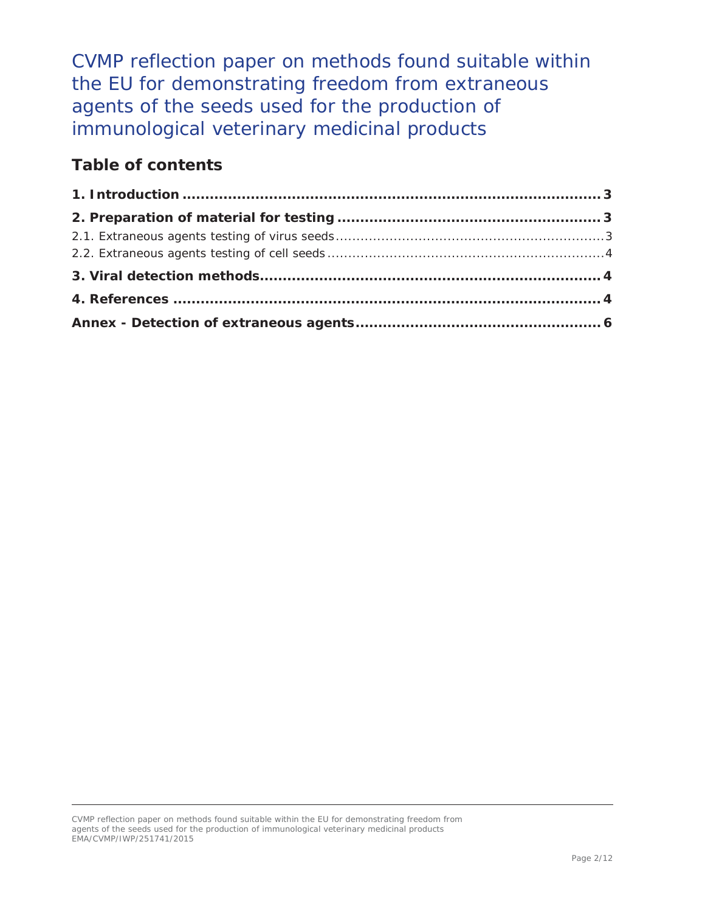# CVMP reflection paper on methods found suitable within the EU for demonstrating freedom from extraneous agents of the seeds used for the production of immunological veterinary medicinal products

## Table of contents

**1. Introduction ..... 3**

**2. Preparation of material for testing ..... 3**

2.1. Extraneous agents testing of virus seeds ..... 3

2.2. Extraneous agents testing of cell seeds ..... 4

**3. Viral detection methods ..... 4**

**4. References ..... 4**

**Annex - Detection of extraneous agents ..... 6**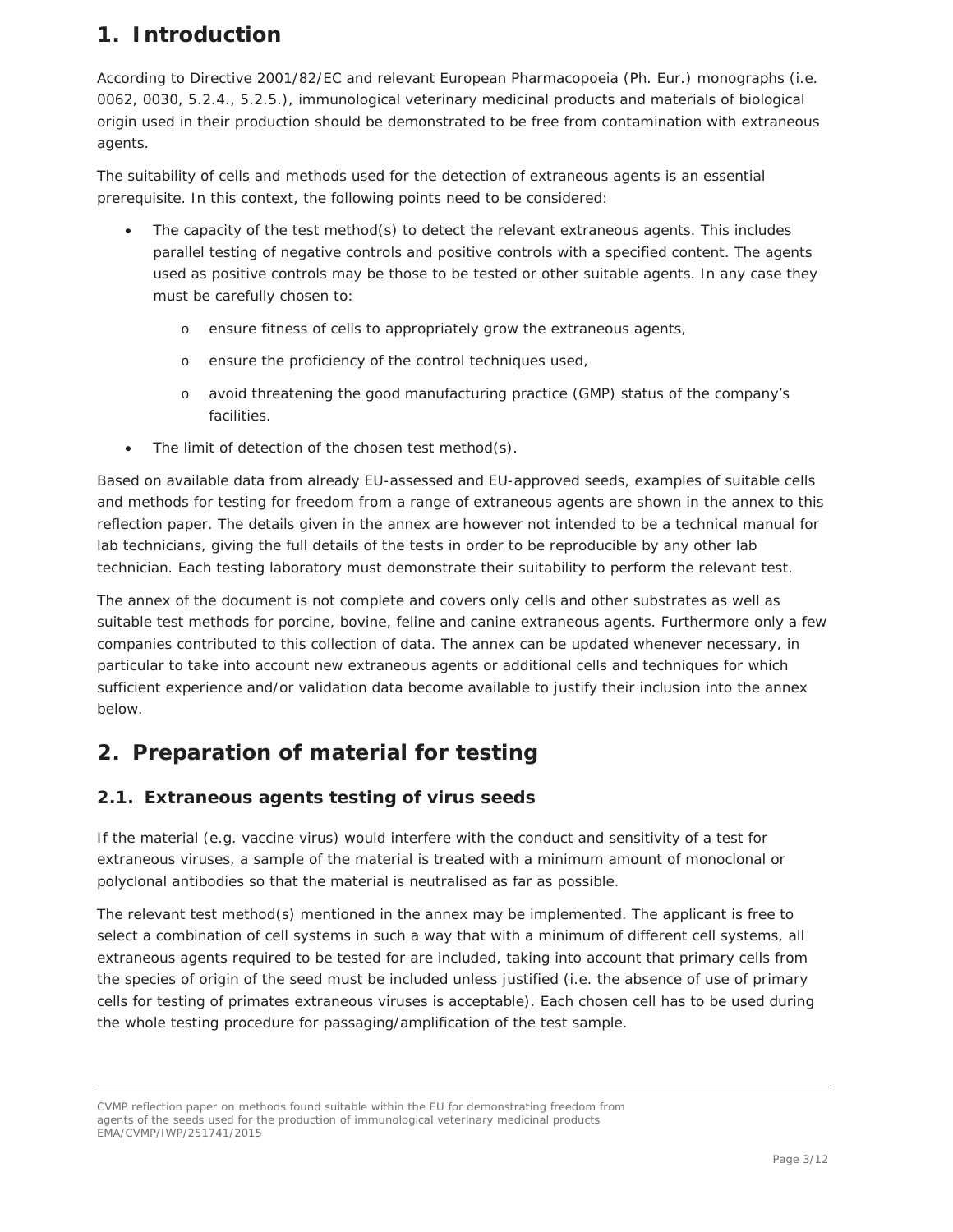# 1. Introduction

According to Directive 2001/82/EC and relevant European Pharmacopoeia (Ph. Eur.) monographs (i.e. 0062, 0030, 5.2.4., 5.2.5.), immunological veterinary medicinal products and materials of biological origin used in their production should be demonstrated to be free from contamination with extraneous agents.

The suitability of cells and methods used for the detection of extraneous agents is an essential prerequisite. In this context, the following points need to be considered:

- The capacity of the test method(s) to detect the relevant extraneous agents. This includes parallel testing of negative controls and positive controls with a specified content. The agents used as positive controls may be those to be tested or other suitable agents. In any case they must be carefully chosen to:
    - ensure fitness of cells to appropriately grow the extraneous agents,
    - ensure the proficiency of the control techniques used,
    - avoid threatening the good manufacturing practice (GMP) status of the company's facilities.
- The limit of detection of the chosen test method(s).

Based on available data from already EU-assessed and EU-approved seeds, examples of suitable cells and methods for testing for freedom from a range of extraneous agents are shown in the annex to this reflection paper. The details given in the annex are however not intended to be a technical manual for lab technicians, giving the full details of the tests in order to be reproducible by any other lab technician. Each testing laboratory must demonstrate their suitability to perform the relevant test.

The annex of the document is not complete and covers only cells and other substrates as well as suitable test methods for porcine, bovine, feline and canine extraneous agents. Furthermore only a few companies contributed to this collection of data. The annex can be updated whenever necessary, in particular to take into account new extraneous agents or additional cells and techniques for which sufficient experience and/or validation data become available to justify their inclusion into the annex below.

# 2. Preparation of material for testing

## 2.1. Extraneous agents testing of virus seeds

If the material (e.g. vaccine virus) would interfere with the conduct and sensitivity of a test for extraneous viruses, a sample of the material is treated with a minimum amount of monoclonal or polyclonal antibodies so that the material is neutralised as far as possible.

The relevant test method(s) mentioned in the annex may be implemented. The applicant is free to select a combination of cell systems in such a way that with a minimum of different cell systems, all extraneous agents required to be tested for are included, taking into account that primary cells from the species of origin of the seed must be included unless justified (i.e. the absence of use of primary cells for testing of primates extraneous viruses is acceptable). Each chosen cell has to be used during the whole testing procedure for passaging/amplification of the test sample.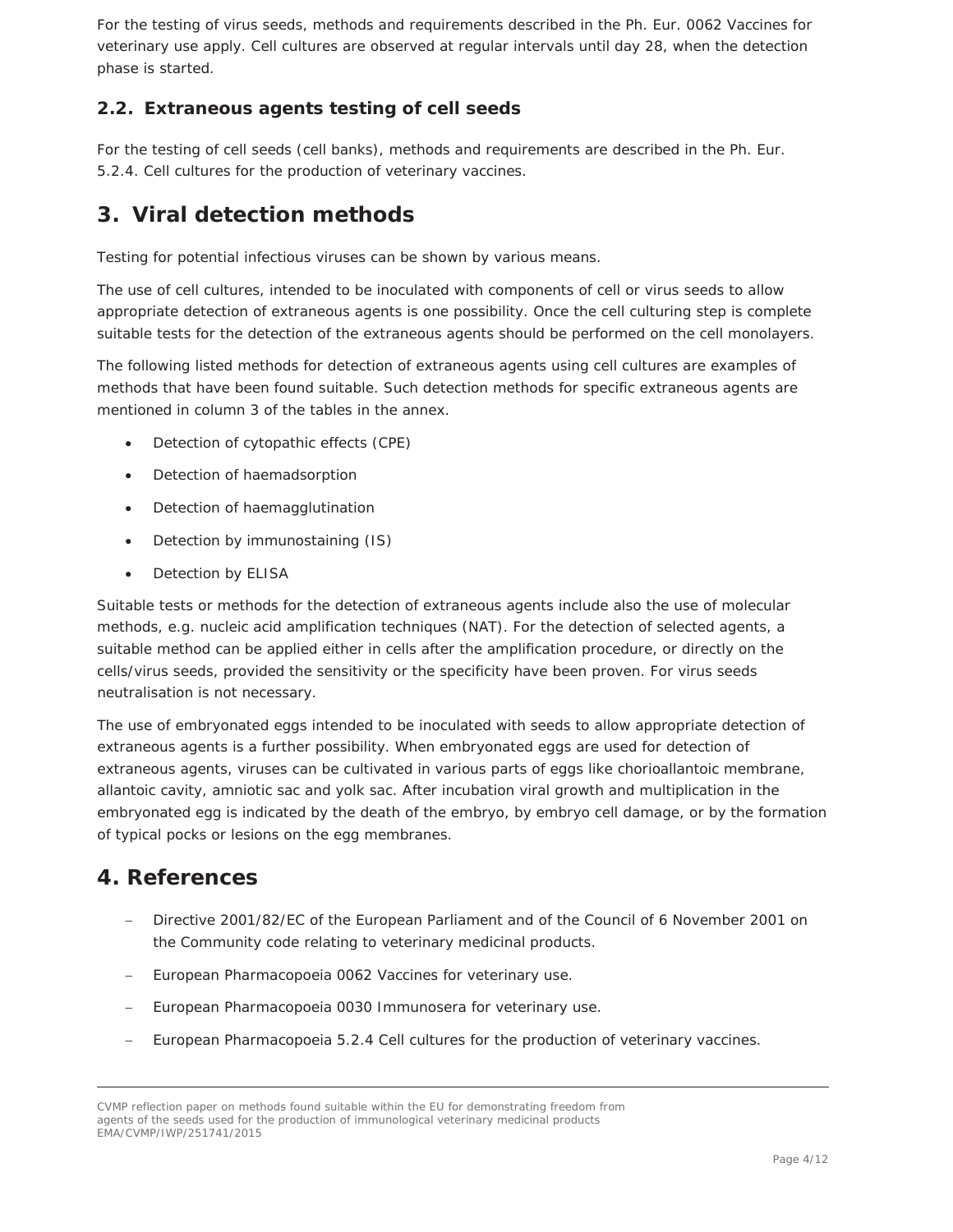For the testing of virus seeds, methods and requirements described in the Ph. Eur. 0062 Vaccines for veterinary use apply. Cell cultures are observed at regular intervals until day 28, when the detection phase is started.

### 2.2. Extraneous agents testing of cell seeds

For the testing of cell seeds (cell banks), methods and requirements are described in the Ph. Eur. 5.2.4. Cell cultures for the production of veterinary vaccines.

## 3. Viral detection methods

Testing for potential infectious viruses can be shown by various means.

The use of cell cultures, intended to be inoculated with components of cell or virus seeds to allow appropriate detection of extraneous agents is one possibility. Once the cell culturing step is complete suitable tests for the detection of the extraneous agents should be performed on the cell monolayers.

The following listed methods for detection of extraneous agents using cell cultures are examples of methods that have been found suitable. Such detection methods for specific extraneous agents are mentioned in column 3 of the tables in the annex.

- Detection of cytopathic effects (CPE)
- Detection of haemadsorption
- Detection of haemagglutination
- Detection by immunostaining (IS)
- Detection by ELISA

Suitable tests or methods for the detection of extraneous agents include also the use of molecular methods, e.g. nucleic acid amplification techniques (NAT). For the detection of selected agents, a suitable method can be applied either in cells after the amplification procedure, or directly on the cells/virus seeds, provided the sensitivity or the specificity have been proven. For virus seeds neutralisation is not necessary.

The use of embryonated eggs intended to be inoculated with seeds to allow appropriate detection of extraneous agents is a further possibility. When embryonated eggs are used for detection of extraneous agents, viruses can be cultivated in various parts of eggs like chorioallantoic membrane, allantoic cavity, amniotic sac and yolk sac. After incubation viral growth and multiplication in the embryonated egg is indicated by the death of the embryo, by embryo cell damage, or by the formation of typical pocks or lesions on the egg membranes.

## 4. References

- Directive 2001/82/EC of the European Parliament and of the Council of 6 November 2001 on the Community code relating to veterinary medicinal products.
- European Pharmacopoeia 0062 Vaccines for veterinary use.
- European Pharmacopoeia 0030 Immunosera for veterinary use.
- European Pharmacopoeia 5.2.4 Cell cultures for the production of veterinary vaccines.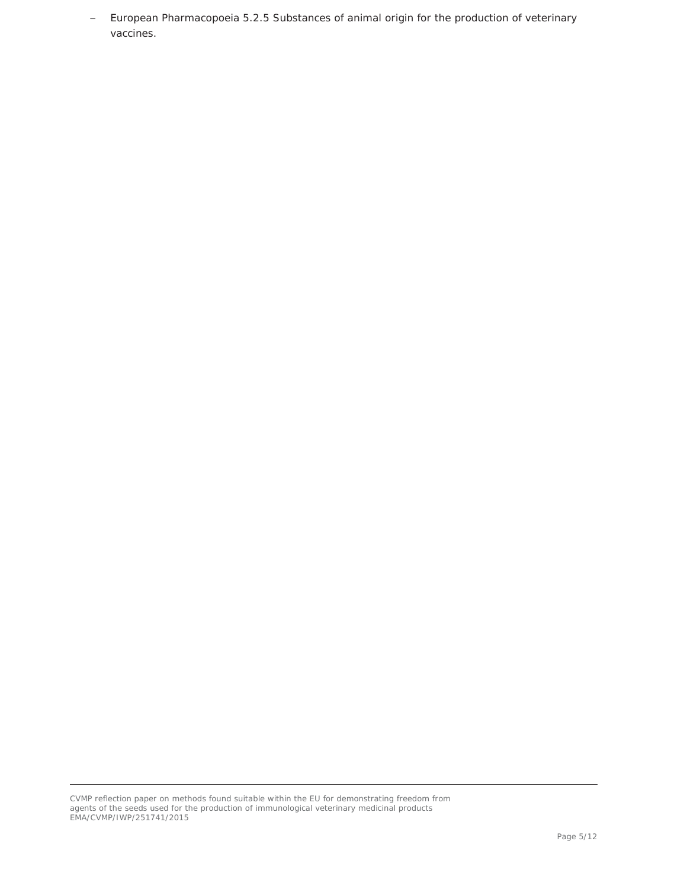- European Pharmacopoeia 5.2.5 Substances of animal origin for the production of veterinary vaccines.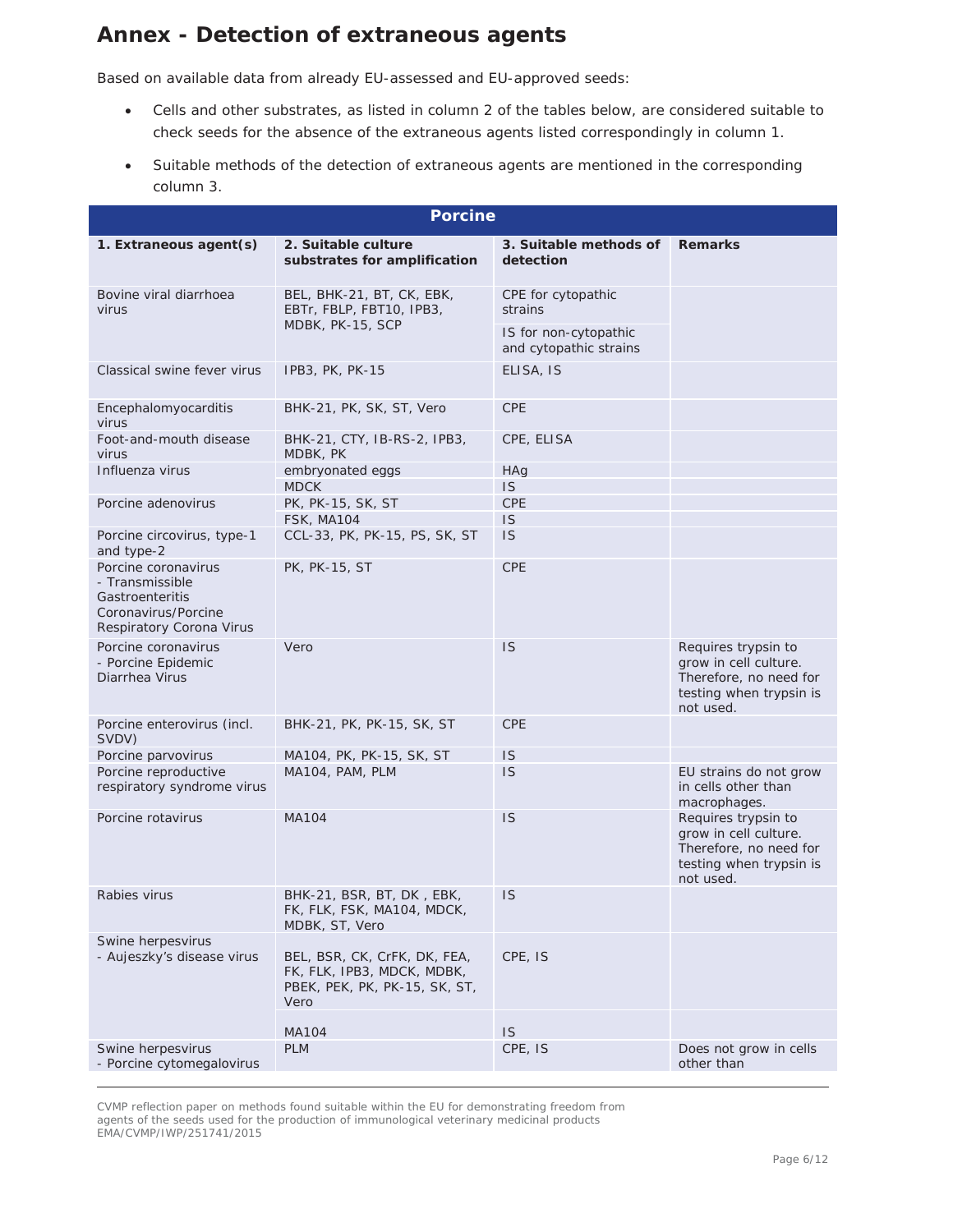# Annex - Detection of extraneous agents

Based on available data from already EU-assessed and EU-approved seeds:

- Cells and other substrates, as listed in column 2 of the tables below, are considered suitable to check seeds for the absence of the extraneous agents listed correspondingly in column 1.
- Suitable methods of the detection of extraneous agents are mentioned in the corresponding column 3.

| Porcine | | | |
|---|---|---|---|
| **1. Extraneous agent(s)** | **2. Suitable culture substrates for amplification** | **3. Suitable methods of detection** | **Remarks** |
| Bovine viral diarrhoea virus | BEL, BHK-21, BT, CK, EBK, EBTr, FBLP, FBT10, IPB3, MDBK, PK-15, SCP | CPE for cytopathic strains | |
| | | IS for non-cytopathic and cytopathic strains | |
| Classical swine fever virus | IPB3, PK, PK-15 | ELISA, IS | |
| Encephalomyocarditis virus | BHK-21, PK, SK, ST, Vero | CPE | |
| Foot-and-mouth disease virus | BHK-21, CTY, IB-RS-2, IPB3, MDBK, PK | CPE, ELISA | |
| Influenza virus | embryonated eggs | HAg | |
| | MDCK | IS | |
| Porcine adenovirus | PK, PK-15, SK, ST | CPE | |
| | FSK, MA104 | IS | |
| Porcine circovirus, type-1 and type-2 | CCL-33, PK, PK-15, PS, SK, ST | IS | |
| Porcine coronavirus - Transmissible Gastroenteritis Coronavirus/Porcine Respiratory Corona Virus | PK, PK-15, ST | CPE | |
| Porcine coronavirus - Porcine Epidemic Diarrhea Virus | Vero | IS | Requires trypsin to grow in cell culture. Therefore, no need for testing when trypsin is not used. |
| Porcine enterovirus (incl. SVDV) | BHK-21, PK, PK-15, SK, ST | CPE | |
| Porcine parvovirus | MA104, PK, PK-15, SK, ST | IS | |
| Porcine reproductive respiratory syndrome virus | MA104, PAM, PLM | IS | EU strains do not grow in cells other than macrophages. |
| Porcine rotavirus | MA104 | IS | Requires trypsin to grow in cell culture. Therefore, no need for testing when trypsin is not used. |
| Rabies virus | BHK-21, BSR, BT, DK , EBK, FK, FLK, FSK, MA104, MDCK, MDBK, ST, Vero | IS | |
| Swine herpesvirus - Aujeszky's disease virus | BEL, BSR, CK, CrFK, DK, FEA, FK, FLK, IPB3, MDCK, MDBK, PBEK, PEK, PK, PK-15, SK, ST, Vero | CPE, IS | |
| | MA104 | IS | |
| Swine herpesvirus - Porcine cytomegalovirus | PLM | CPE, IS | Does not grow in cells other than |

CVMP reflection paper on methods found suitable within the EU for demonstrating freedom from agents of the seeds used for the production of immunological veterinary medicinal products
EMA/CVMP/IWP/251741/2015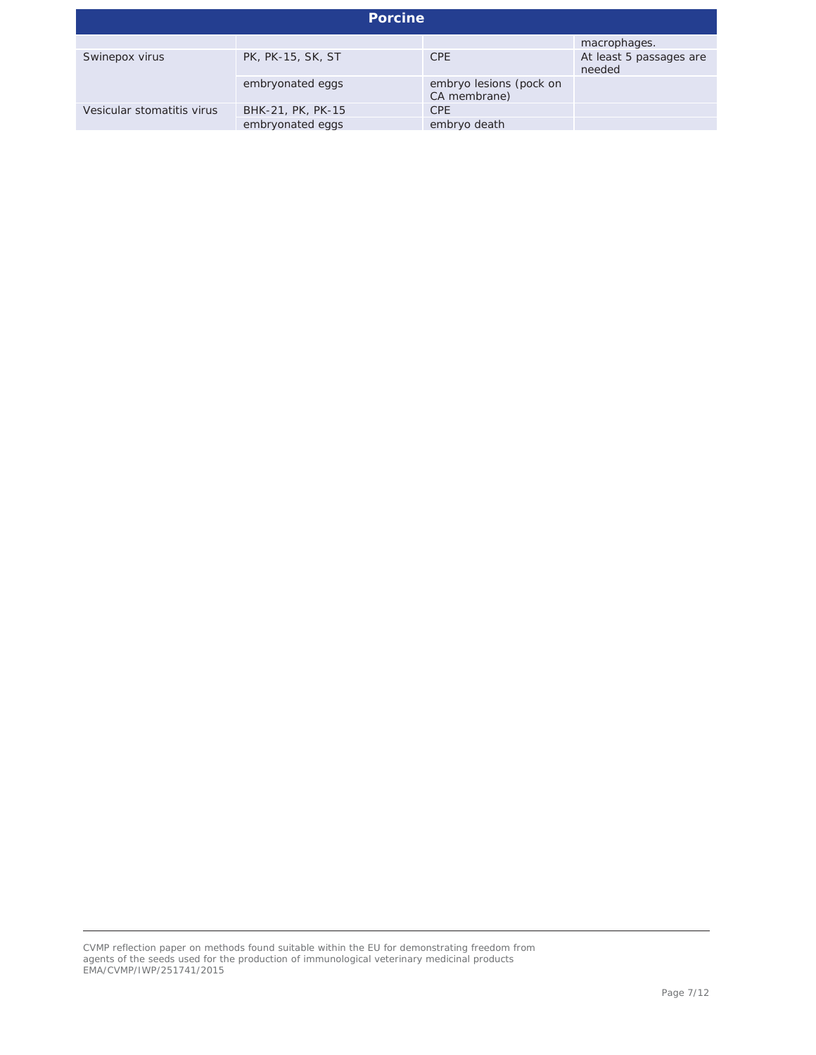| Porcine | | | |
|---|---|---|---|
| | | | macrophages. |
| Swinepox virus | PK, PK-15, SK, ST | CPE | At least 5 passages are needed |
| | embryonated eggs | embryo lesions (pock on CA membrane) | |
| Vesicular stomatitis virus | BHK-21, PK, PK-15 | CPE | |
| | embryonated eggs | embryo death | |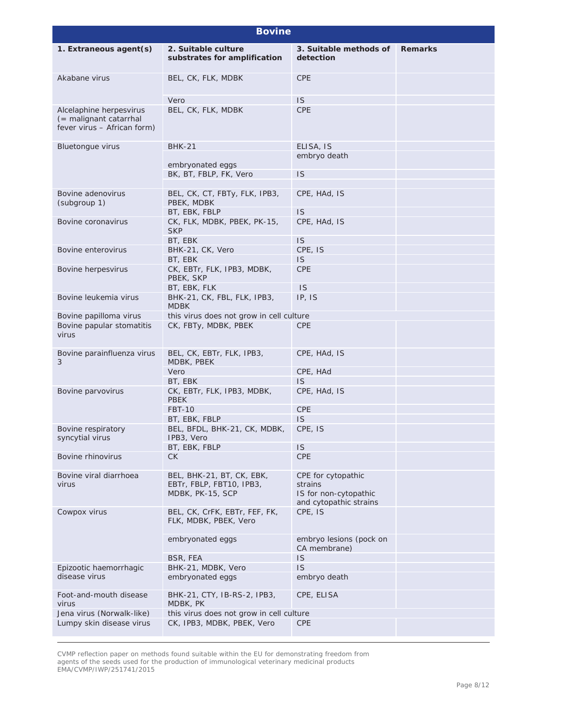| Bovine | | | |
|---|---|---|---|
| **1. Extraneous agent(s)** | **2. Suitable culture substrates for amplification** | **3. Suitable methods of detection** | **Remarks** |
| Akabane virus | BEL, CK, FLK, MDBK | CPE | |
| | Vero | IS | |
| Alcelaphine herpesvirus (= malignant catarrhal fever virus – African form) | BEL, CK, FLK, MDBK | CPE | |
| Bluetongue virus | BHK-21 | ELISA, IS | |
| | embryonated eggs | embryo death | |
| | BK, BT, FBLP, FK, Vero | IS | |
| | | | |
| Bovine adenovirus (subgroup 1) | BEL, CK, CT, FBTy, FLK, IPB3, PBEK, MDBK | CPE, HAd, IS | |
| | BT, EBK, FBLP | IS | |
| Bovine coronavirus | CK, FLK, MDBK, PBEK, PK-15, SKP | CPE, HAd, IS | |
| | BT, EBK | IS | |
| Bovine enterovirus | BHK-21, CK, Vero | CPE, IS | |
| | BT, EBK | IS | |
| Bovine herpesvirus | CK, EBTr, FLK, IPB3, MDBK, PBEK, SKP | CPE | |
| | BT, EBK, FLK | IS | |
| Bovine leukemia virus | BHK-21, CK, FBL, FLK, IPB3, MDBK | IP, IS | |
| Bovine papilloma virus | this virus does not grow in cell culture | | |
| Bovine papular stomatitis virus | CK, FBTy, MDBK, PBEK | CPE | |
| Bovine parainfluenza virus 3 | BEL, CK, EBTr, FLK, IPB3, MDBK, PBEK | CPE, HAd, IS | |
| | Vero | CPE, HAd | |
| | BT, EBK | IS | |
| Bovine parvovirus | CK, EBTr, FLK, IPB3, MDBK, PBEK | CPE, HAd, IS | |
| | FBT-10 | CPE | |
| | BT, EBK, FBLP | IS | |
| Bovine respiratory syncytial virus | BEL, BFDL, BHK-21, CK, MDBK, IPB3, Vero | CPE, IS | |
| | BT, EBK, FBLP | IS | |
| Bovine rhinovirus | CK | CPE | |
| Bovine viral diarrhoea virus | BEL, BHK-21, BT, CK, EBK, EBTr, FBLP, FBT10, IPB3, MDBK, PK-15, SCP | CPE for cytopathic strains<br>IS for non-cytopathic and cytopathic strains | |
| Cowpox virus | BEL, CK, CrFK, EBTr, FEF, FK, FLK, MDBK, PBEK, Vero | CPE, IS | |
| | embryonated eggs | embryo lesions (pock on CA membrane) | |
| | BSR, FEA | IS | |
| Epizootic haemorrhagic disease virus | BHK-21, MDBK, Vero | IS | |
| | embryonated eggs | embryo death | |
| Foot-and-mouth disease virus | BHK-21, CTY, IB-RS-2, IPB3, MDBK, PK | CPE, ELISA | |
| Jena virus (Norwalk-like) | this virus does not grow in cell culture | | |
| Lumpy skin disease virus | CK, IPB3, MDBK, PBEK, Vero | CPE | |

CVMP reflection paper on methods found suitable within the EU for demonstrating freedom from agents of the seeds used for the production of immunological veterinary medicinal products
EMA/CVMP/IWP/251741/2015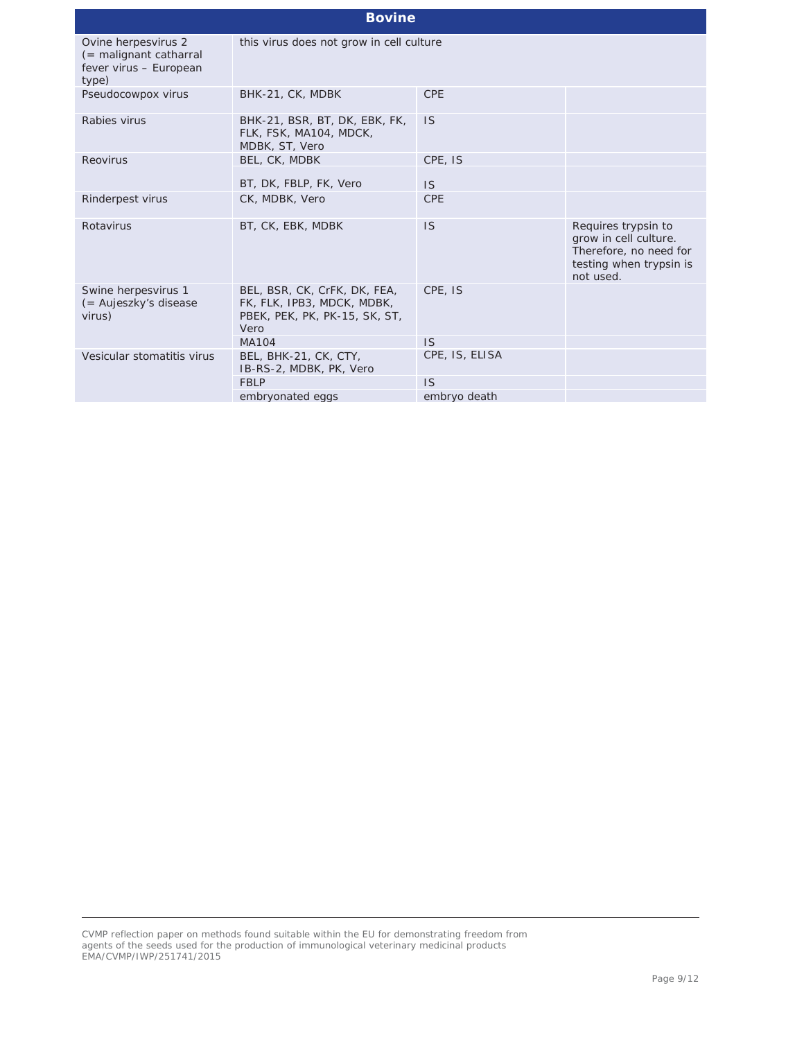| Bovine | | | |
|---|---|---|---|
| Ovine herpesvirus 2 (= malignant catharral fever virus – European type) | this virus does not grow in cell culture | | |
| Pseudocowpox virus | BHK-21, CK, MDBK | CPE | |
| Rabies virus | BHK-21, BSR, BT, DK, EBK, FK, FLK, FSK, MA104, MDCK, MDBK, ST, Vero | IS | |
| Reovirus | BEL, CK, MDBK | CPE, IS | |
| | BT, DK, FBLP, FK, Vero | IS | |
| Rinderpest virus | CK, MDBK, Vero | CPE | |
| Rotavirus | BT, CK, EBK, MDBK | IS | Requires trypsin to grow in cell culture. Therefore, no need for testing when trypsin is not used. |
| Swine herpesvirus 1 (= Aujeszky's disease virus) | BEL, BSR, CK, CrFK, DK, FEA, FK, FLK, IPB3, MDCK, MDBK, PBEK, PEK, PK, PK-15, SK, ST, Vero | CPE, IS | |
| | MA104 | IS | |
| Vesicular stomatitis virus | BEL, BHK-21, CK, CTY, IB-RS-2, MDBK, PK, Vero | CPE, IS, ELISA | |
| | FBLP | IS | |
| | embryonated eggs | embryo death | |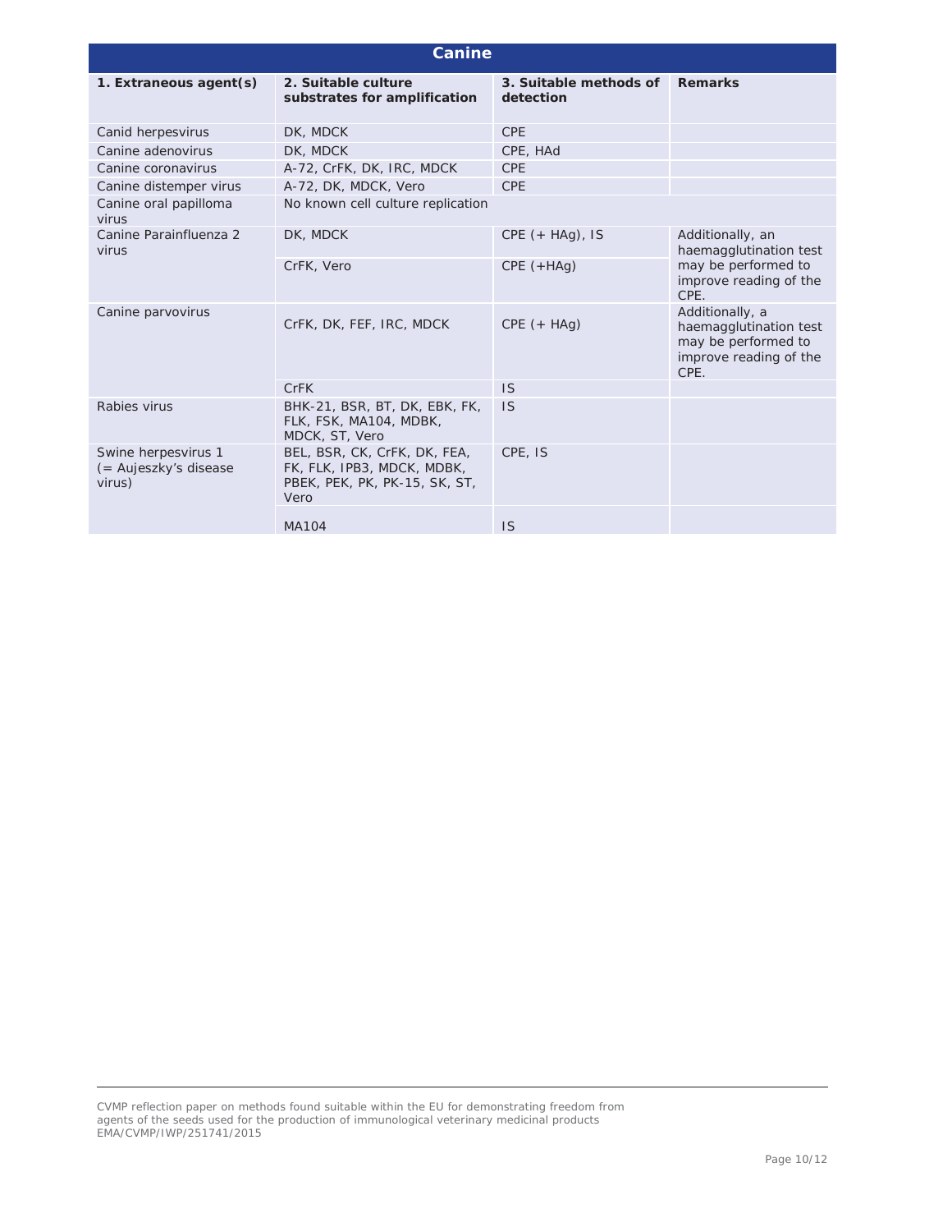| Canine | | | |
|---|---|---|---|
| **1. Extraneous agent(s)** | **2. Suitable culture substrates for amplification** | **3. Suitable methods of detection** | **Remarks** |
| Canid herpesvirus | DK, MDCK | CPE | |
| Canine adenovirus | DK, MDCK | CPE, HAd | |
| Canine coronavirus | A-72, CrFK, DK, IRC, MDCK | CPE | |
| Canine distemper virus | A-72, DK, MDCK, Vero | CPE | |
| Canine oral papilloma virus | No known cell culture replication | | |
| Canine Parainfluenza 2 virus | DK, MDCK | CPE (+ HAg), IS | Additionally, an haemagglutination test may be performed to improve reading of the CPE. |
| | CrFK, Vero | CPE (+HAg) | |
| Canine parvovirus | CrFK, DK, FEF, IRC, MDCK | CPE (+ HAg) | Additionally, a haemagglutination test may be performed to improve reading of the CPE. |
| | CrFK | IS | |
| Rabies virus | BHK-21, BSR, BT, DK, EBK, FK, FLK, FSK, MA104, MDBK, MDCK, ST, Vero | IS | |
| Swine herpesvirus 1 (= Aujeszky's disease virus) | BEL, BSR, CK, CrFK, DK, FEA, FK, FLK, IPB3, MDCK, MDBK, PBEK, PEK, PK, PK-15, SK, ST, Vero | CPE, IS | |
| | MA104 | IS | |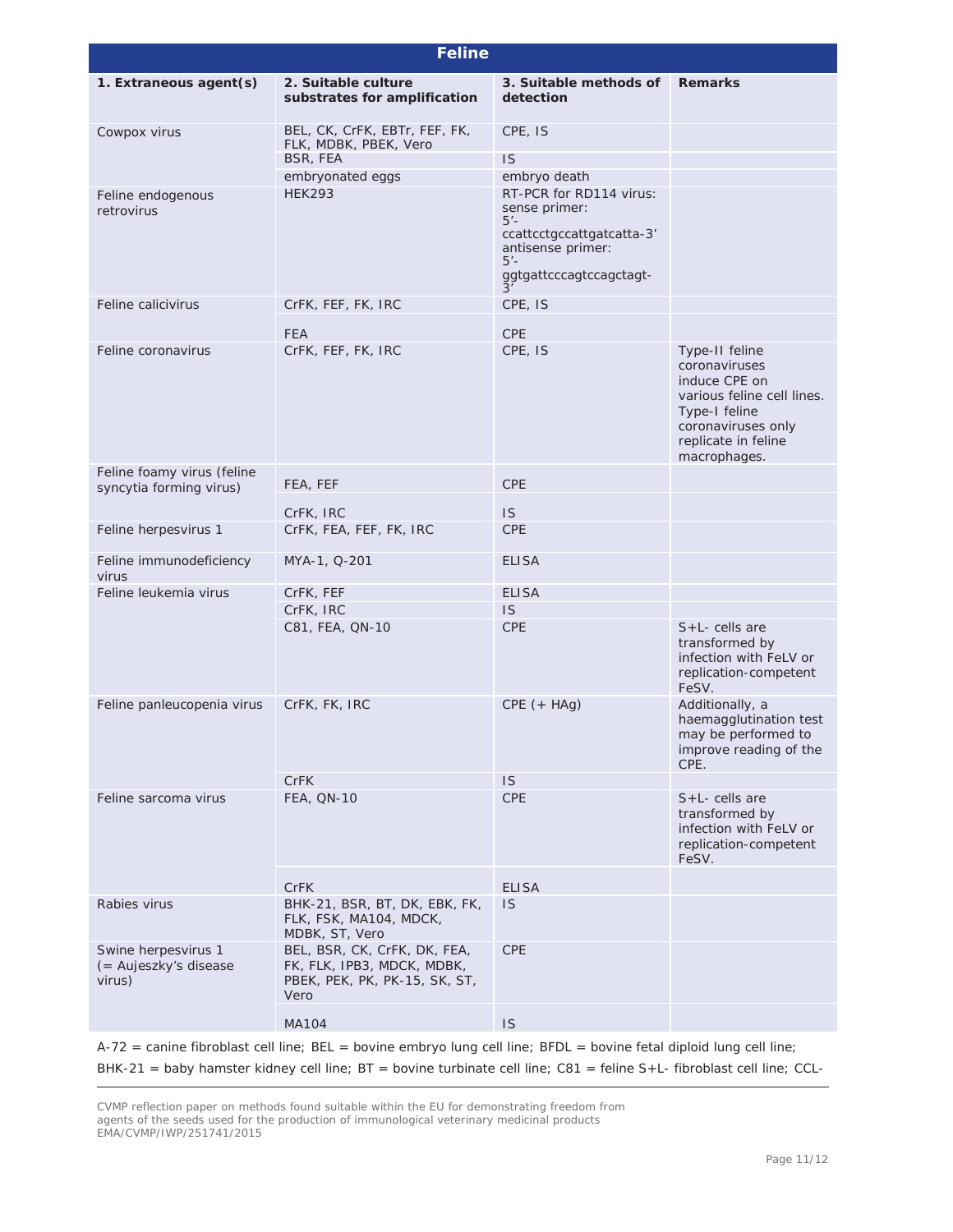| Feline | | | |
|---|---|---|---|
| **1. Extraneous agent(s)** | **2. Suitable culture substrates for amplification** | **3. Suitable methods of detection** | **Remarks** |
| Cowpox virus | BEL, CK, CrFK, EBTr, FEF, FK, FLK, MDBK, PBEK, Vero | CPE, IS | |
| | BSR, FEA | IS | |
| | embryonated eggs | embryo death | |
| Feline endogenous retrovirus | HEK293 | RT-PCR for RD114 virus: sense primer: 5'-ccattcctgccattgatcatta-3' antisense primer: 5'-ggtgattcccagtccagctagt-3' | |
| Feline calicivirus | CrFK, FEF, FK, IRC | CPE, IS | |
| | FEA | CPE | |
| Feline coronavirus | CrFK, FEF, FK, IRC | CPE, IS | Type-II feline coronaviruses induce CPE on various feline cell lines. Type-I feline coronaviruses only replicate in feline macrophages. |
| Feline foamy virus (feline syncytia forming virus) | FEA, FEF | CPE | |
| | CrFK, IRC | IS | |
| Feline herpesvirus 1 | CrFK, FEA, FEF, FK, IRC | CPE | |
| Feline immunodeficiency virus | MYA-1, Q-201 | ELISA | |
| Feline leukemia virus | CrFK, FEF | ELISA | |
| | CrFK, IRC | IS | |
| | C81, FEA, QN-10 | CPE | S+L- cells are transformed by infection with FeLV or replication-competent FeSV. |
| Feline panleucopenia virus | CrFK, FK, IRC | CPE (+ HAg) | Additionally, a haemagglutination test may be performed to improve reading of the CPE. |
| | CrFK | IS | |
| Feline sarcoma virus | FEA, QN-10 | CPE | S+L- cells are transformed by infection with FeLV or replication-competent FeSV. |
| | CrFK | ELISA | |
| Rabies virus | BHK-21, BSR, BT, DK, EBK, FK, FLK, FSK, MA104, MDCK, MDBK, ST, Vero | IS | |
| Swine herpesvirus 1 (= Aujeszky's disease virus) | BEL, BSR, CK, CrFK, DK, FEA, FK, FLK, IPB3, MDCK, MDBK, PBEK, PEK, PK, PK-15, SK, ST, Vero | CPE | |
| | MA104 | IS | |

A-72 = canine fibroblast cell line; BEL = bovine embryo lung cell line; BFDL = bovine fetal diploid lung cell line; BHK-21 = baby hamster kidney cell line; BT = bovine turbinate cell line; C81 = feline S+L- fibroblast cell line; CCL-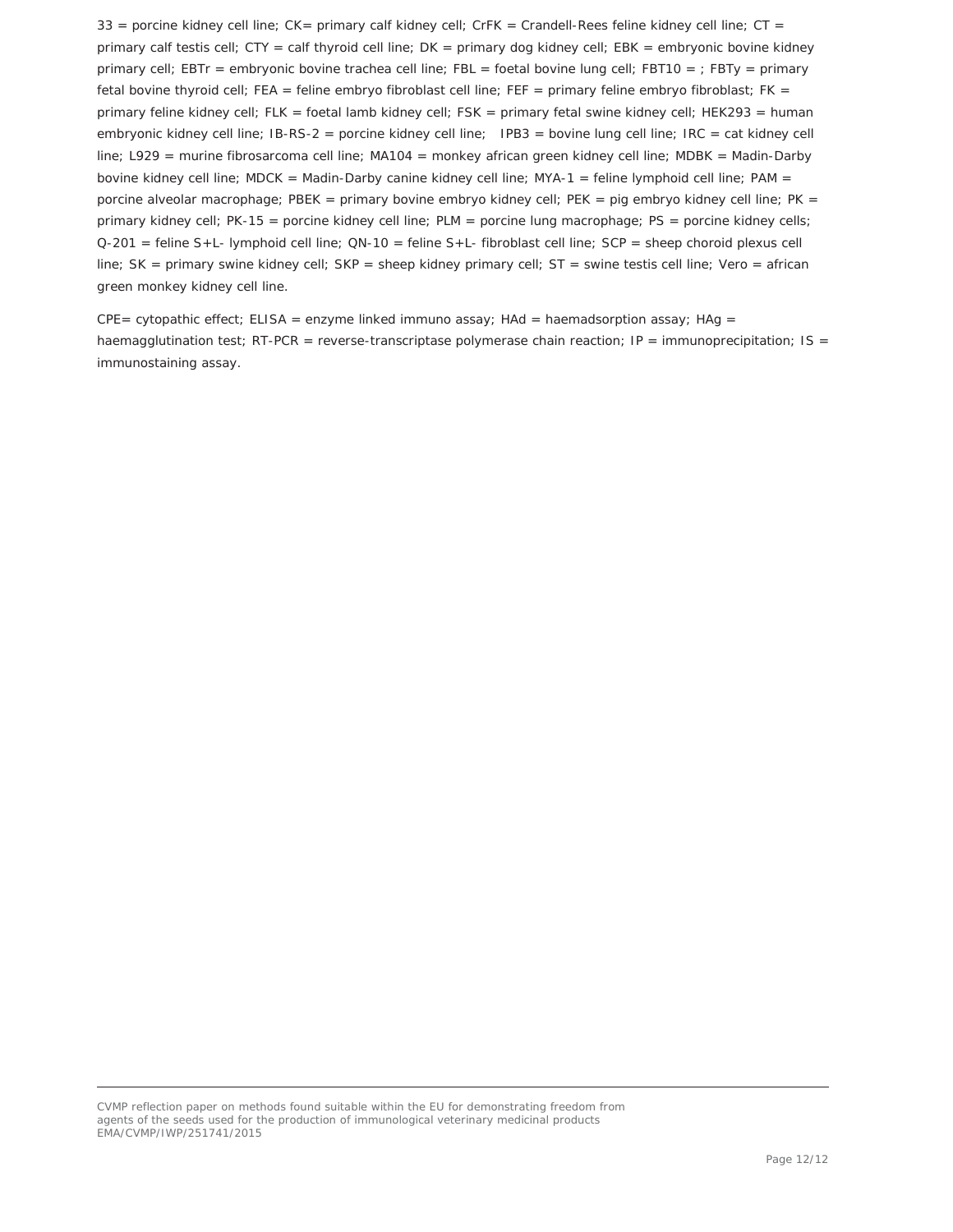33 = porcine kidney cell line; CK= primary calf kidney cell; CrFK = Crandell-Rees feline kidney cell line; CT = primary calf testis cell; CTY = calf thyroid cell line; DK = primary dog kidney cell; EBK = embryonic bovine kidney primary cell; EBTr = embryonic bovine trachea cell line; FBL = foetal bovine lung cell; FBT10 = ; FBTy = primary fetal bovine thyroid cell; FEA = feline embryo fibroblast cell line; FEF = primary feline embryo fibroblast; FK = primary feline kidney cell; FLK = foetal lamb kidney cell; FSK = primary fetal swine kidney cell; HEK293 = human embryonic kidney cell line; IB-RS-2 = porcine kidney cell line;  IPB3 = bovine lung cell line; IRC = cat kidney cell line; L929 = murine fibrosarcoma cell line; MA104 = monkey african green kidney cell line; MDBK = Madin-Darby bovine kidney cell line; MDCK = Madin-Darby canine kidney cell line; MYA-1 = feline lymphoid cell line; PAM = porcine alveolar macrophage; PBEK = primary bovine embryo kidney cell; PEK = pig embryo kidney cell line; PK = primary kidney cell; PK-15 = porcine kidney cell line; PLM = porcine lung macrophage; PS = porcine kidney cells; Q-201 = feline S+L- lymphoid cell line; QN-10 = feline S+L- fibroblast cell line; SCP = sheep choroid plexus cell line; SK = primary swine kidney cell; SKP = sheep kidney primary cell; ST = swine testis cell line; Vero = african green monkey kidney cell line.

CPE= cytopathic effect; ELISA = enzyme linked immuno assay; HAd = haemadsorption assay; HAg = haemagglutination test; RT-PCR = reverse-transcriptase polymerase chain reaction; IP = immunoprecipitation; IS = immunostaining assay.